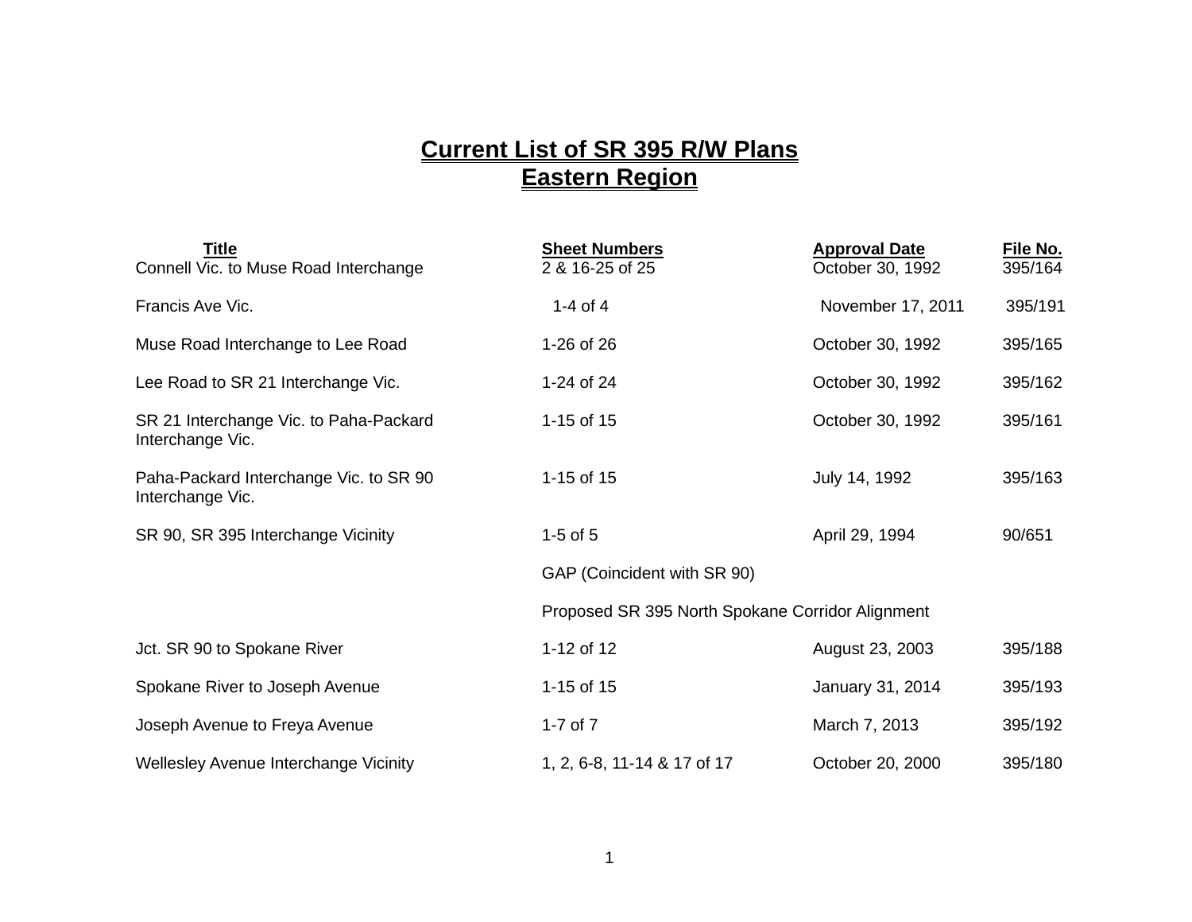# Current List of SR 395 R/W Plans
# Eastern Region

| Title | Sheet Numbers | Approval Date | File No. |
|---|---|---|---|
| Connell Vic. to Muse Road Interchange | 2 & 16-25 of 25 | October 30, 1992 | 395/164 |
| Francis Ave Vic. | 1-4 of 4 | November 17, 2011 | 395/191 |
| Muse Road Interchange to Lee Road | 1-26 of 26 | October 30, 1992 | 395/165 |
| Lee Road to SR 21 Interchange Vic. | 1-24 of 24 | October 30, 1992 | 395/162 |
| SR 21 Interchange Vic. to Paha-Packard Interchange Vic. | 1-15 of 15 | October 30, 1992 | 395/161 |
| Paha-Packard Interchange Vic. to SR 90 Interchange Vic. | 1-15 of 15 | July 14, 1992 | 395/163 |
| SR 90, SR 395 Interchange Vicinity | 1-5 of 5 | April 29, 1994 | 90/651 |
| | GAP (Coincident with SR 90) | | |
| | Proposed SR 395 North Spokane Corridor Alignment | | |
| Jct. SR 90 to Spokane River | 1-12 of 12 | August 23, 2003 | 395/188 |
| Spokane River to Joseph Avenue | 1-15 of 15 | January 31, 2014 | 395/193 |
| Joseph Avenue to Freya Avenue | 1-7 of 7 | March 7, 2013 | 395/192 |
| Wellesley Avenue Interchange Vicinity | 1, 2, 6-8, 11-14 & 17 of 17 | October 20, 2000 | 395/180 |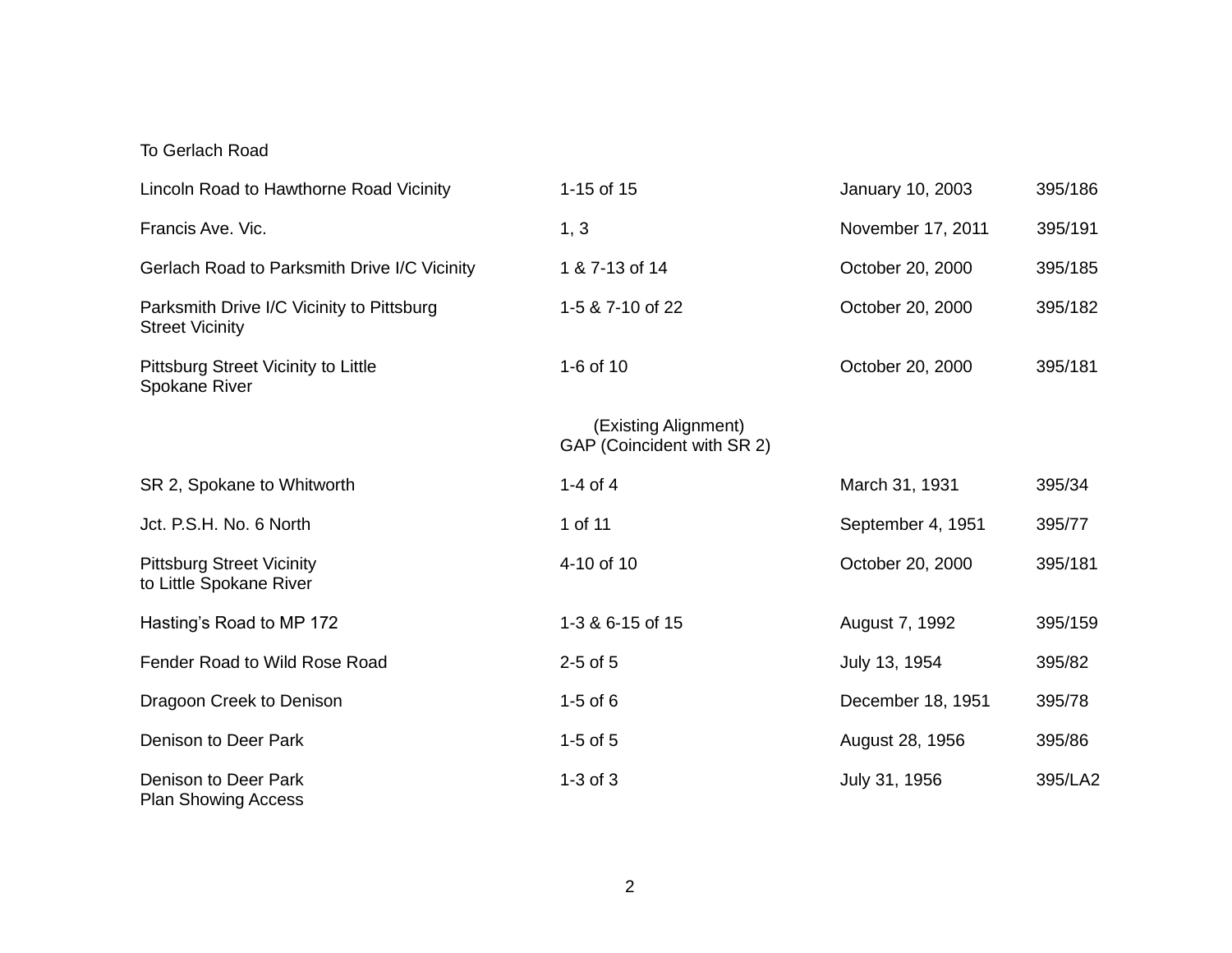To Gerlach Road

| | | | |
|---|---|---|---|
| Lincoln Road to Hawthorne Road Vicinity | 1-15 of 15 | January 10, 2003 | 395/186 |
| Francis Ave. Vic. | 1, 3 | November 17, 2011 | 395/191 |
| Gerlach Road to Parksmith Drive I/C Vicinity | 1 & 7-13 of 14 | October 20, 2000 | 395/185 |
| Parksmith Drive I/C Vicinity to Pittsburg Street Vicinity | 1-5 & 7-10 of 22 | October 20, 2000 | 395/182 |
| Pittsburg Street Vicinity to Little Spokane River | 1-6 of 10 | October 20, 2000 | 395/181 |
| | (Existing Alignment) GAP (Coincident with SR 2) | | |
| SR 2, Spokane to Whitworth | 1-4 of 4 | March 31, 1931 | 395/34 |
| Jct. P.S.H. No. 6 North | 1 of 11 | September 4, 1951 | 395/77 |
| Pittsburg Street Vicinity to Little Spokane River | 4-10 of 10 | October 20, 2000 | 395/181 |
| Hasting’s Road to MP 172 | 1-3 & 6-15 of 15 | August 7, 1992 | 395/159 |
| Fender Road to Wild Rose Road | 2-5 of 5 | July 13, 1954 | 395/82 |
| Dragoon Creek to Denison | 1-5 of 6 | December 18, 1951 | 395/78 |
| Denison to Deer Park | 1-5 of 5 | August 28, 1956 | 395/86 |
| Denison to Deer Park Plan Showing Access | 1-3 of 3 | July 31, 1956 | 395/LA2 |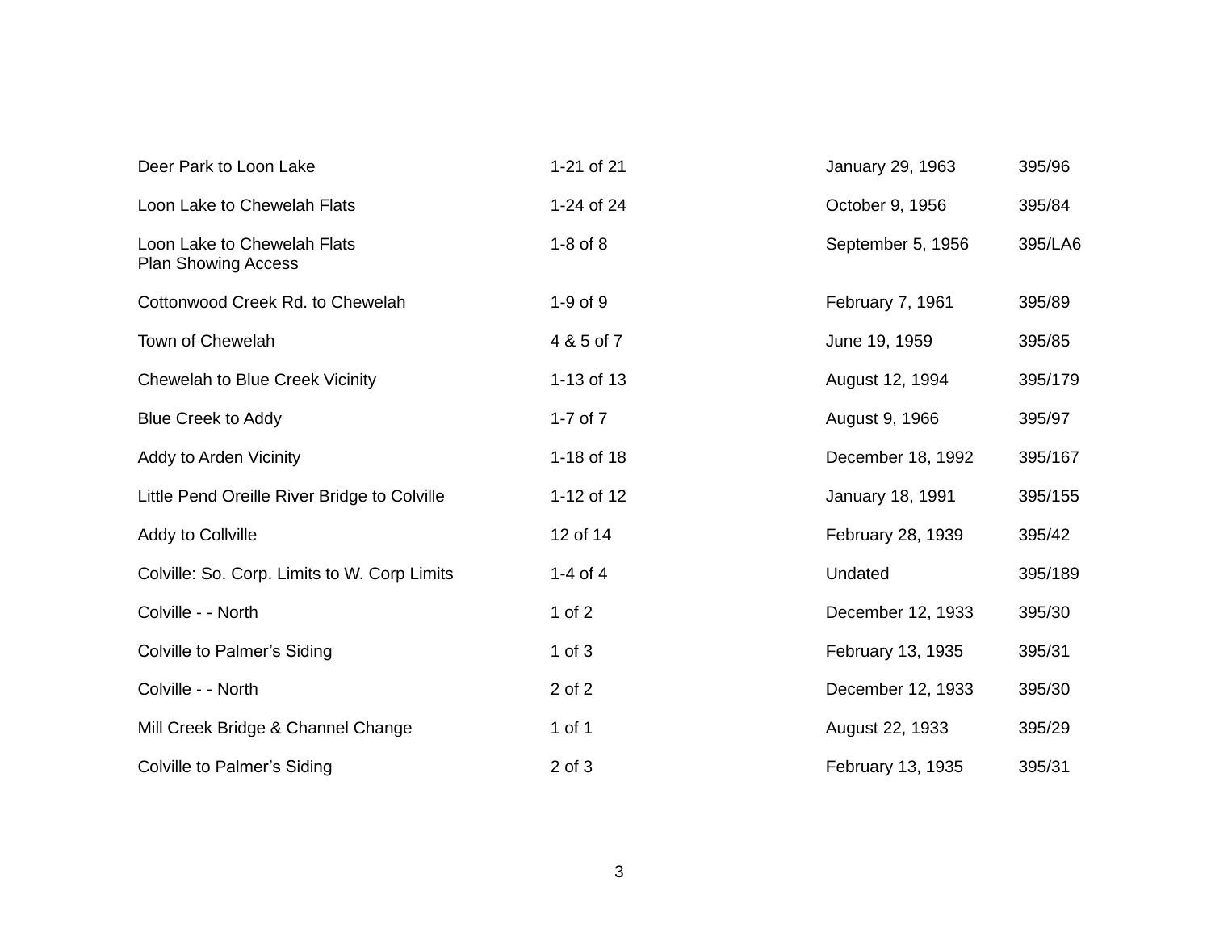| | | | |
|---|---|---|---|
| Deer Park to Loon Lake | 1-21 of 21 | January 29, 1963 | 395/96 |
| Loon Lake to Chewelah Flats | 1-24 of 24 | October 9, 1956 | 395/84 |
| Loon Lake to Chewelah Flats Plan Showing Access | 1-8 of 8 | September 5, 1956 | 395/LA6 |
| Cottonwood Creek Rd. to Chewelah | 1-9 of 9 | February 7, 1961 | 395/89 |
| Town of Chewelah | 4 & 5 of 7 | June 19, 1959 | 395/85 |
| Chewelah to Blue Creek Vicinity | 1-13 of 13 | August 12, 1994 | 395/179 |
| Blue Creek to Addy | 1-7 of 7 | August 9, 1966 | 395/97 |
| Addy to Arden Vicinity | 1-18 of 18 | December 18, 1992 | 395/167 |
| Little Pend Oreille River Bridge to Colville | 1-12 of 12 | January 18, 1991 | 395/155 |
| Addy to Collville | 12 of 14 | February 28, 1939 | 395/42 |
| Colville: So. Corp. Limits to W. Corp Limits | 1-4 of 4 | Undated | 395/189 |
| Colville - - North | 1 of 2 | December 12, 1933 | 395/30 |
| Colville to Palmer's Siding | 1 of 3 | February 13, 1935 | 395/31 |
| Colville - - North | 2 of 2 | December 12, 1933 | 395/30 |
| Mill Creek Bridge & Channel Change | 1 of 1 | August 22, 1933 | 395/29 |
| Colville to Palmer's Siding | 2 of 3 | February 13, 1935 | 395/31 |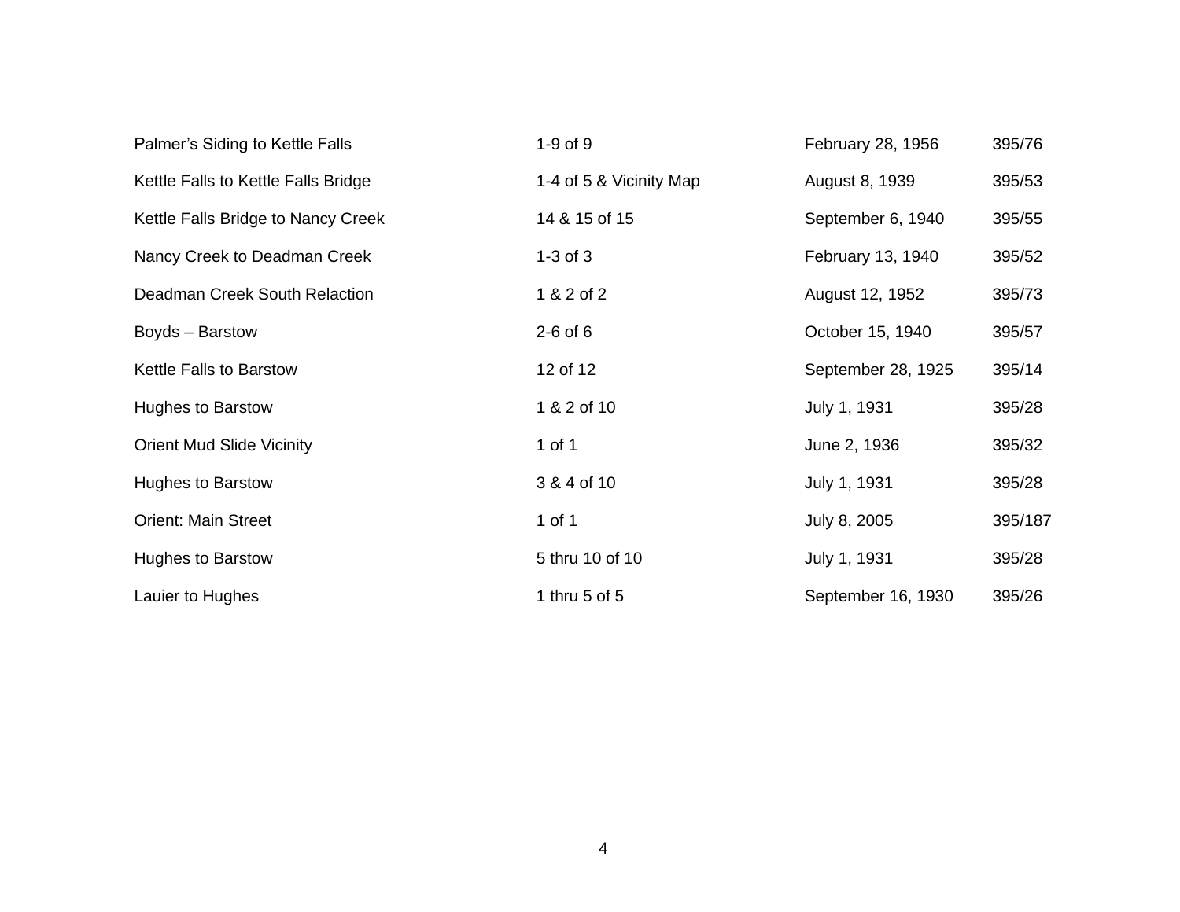| | | | |
|---|---|---|---|
| Palmer’s Siding to Kettle Falls | 1-9 of 9 | February 28, 1956 | 395/76 |
| Kettle Falls to Kettle Falls Bridge | 1-4 of 5 & Vicinity Map | August 8, 1939 | 395/53 |
| Kettle Falls Bridge to Nancy Creek | 14 & 15 of 15 | September 6, 1940 | 395/55 |
| Nancy Creek to Deadman Creek | 1-3 of 3 | February 13, 1940 | 395/52 |
| Deadman Creek South Relaction | 1 & 2 of 2 | August 12, 1952 | 395/73 |
| Boyds – Barstow | 2-6 of 6 | October 15, 1940 | 395/57 |
| Kettle Falls to Barstow | 12 of 12 | September 28, 1925 | 395/14 |
| Hughes to Barstow | 1 & 2 of 10 | July 1, 1931 | 395/28 |
| Orient Mud Slide Vicinity | 1 of 1 | June 2, 1936 | 395/32 |
| Hughes to Barstow | 3 & 4 of 10 | July 1, 1931 | 395/28 |
| Orient: Main Street | 1 of 1 | July 8, 2005 | 395/187 |
| Hughes to Barstow | 5 thru 10 of 10 | July 1, 1931 | 395/28 |
| Lauier to Hughes | 1 thru 5 of 5 | September 16, 1930 | 395/26 |